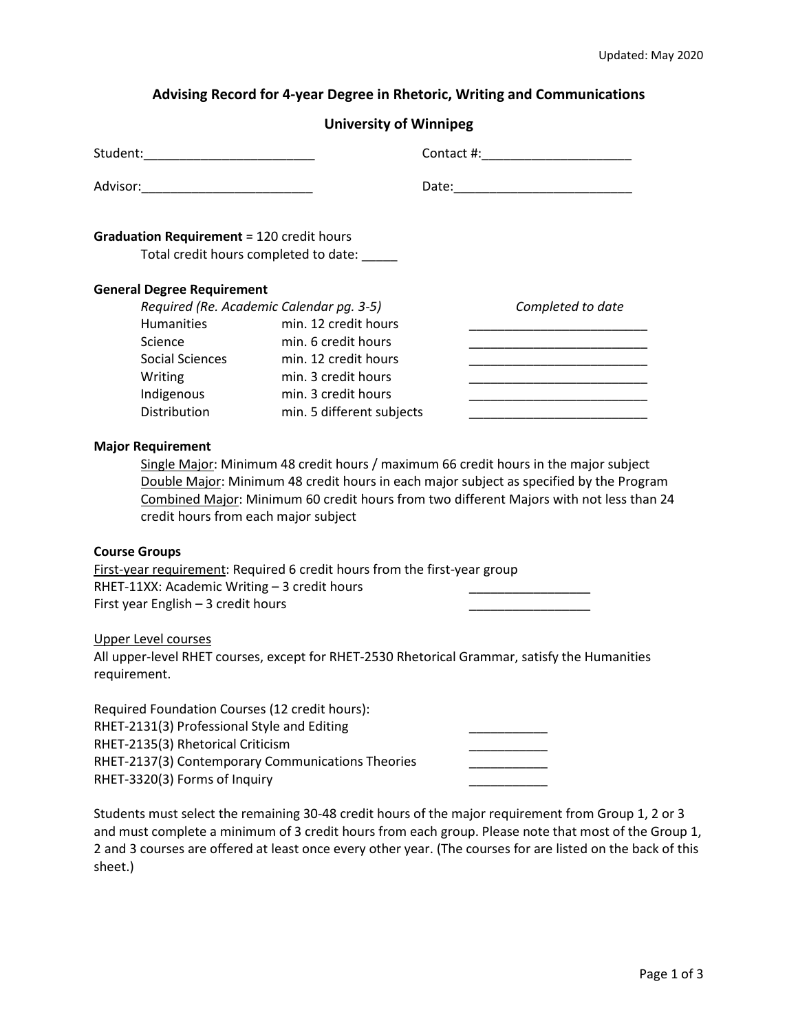Updated: May 2020

# Advising Record for 4-year Degree in Rhetoric, Writing and Communications

## University of Winnipeg

Student:________________________ Contact #:_____________________

Advisor:________________________ Date:_________________________

**Graduation Requirement** = 120 credit hours

Total credit hours completed to date: _____

**General Degree Requirement**

| *Required (Re. Academic Calendar pg. 3-5)* | | *Completed to date* |
|---|---|---|
| Humanities | min. 12 credit hours | _________________________ |
| Science | min. 6 credit hours | _________________________ |
| Social Sciences | min. 12 credit hours | _________________________ |
| Writing | min. 3 credit hours | _________________________ |
| Indigenous | min. 3 credit hours | _________________________ |
| Distribution | min. 5 different subjects | _________________________ |

**Major Requirement**

Single Major: Minimum 48 credit hours / maximum 66 credit hours in the major subject
Double Major: Minimum 48 credit hours in each major subject as specified by the Program
Combined Major: Minimum 60 credit hours from two different Majors with not less than 24 credit hours from each major subject

**Course Groups**

First-year requirement: Required 6 credit hours from the first-year group

RHET-11XX: Academic Writing – 3 credit hours _________________

First year English – 3 credit hours _________________

Upper Level courses

All upper-level RHET courses, except for RHET-2530 Rhetorical Grammar, satisfy the Humanities requirement.

Required Foundation Courses (12 credit hours):

RHET-2131(3) Professional Style and Editing ___________

RHET-2135(3) Rhetorical Criticism ___________

RHET-2137(3) Contemporary Communications Theories ___________

RHET-3320(3) Forms of Inquiry ___________

Students must select the remaining 30-48 credit hours of the major requirement from Group 1, 2 or 3 and must complete a minimum of 3 credit hours from each group. Please note that most of the Group 1, 2 and 3 courses are offered at least once every other year. (The courses for are listed on the back of this sheet.)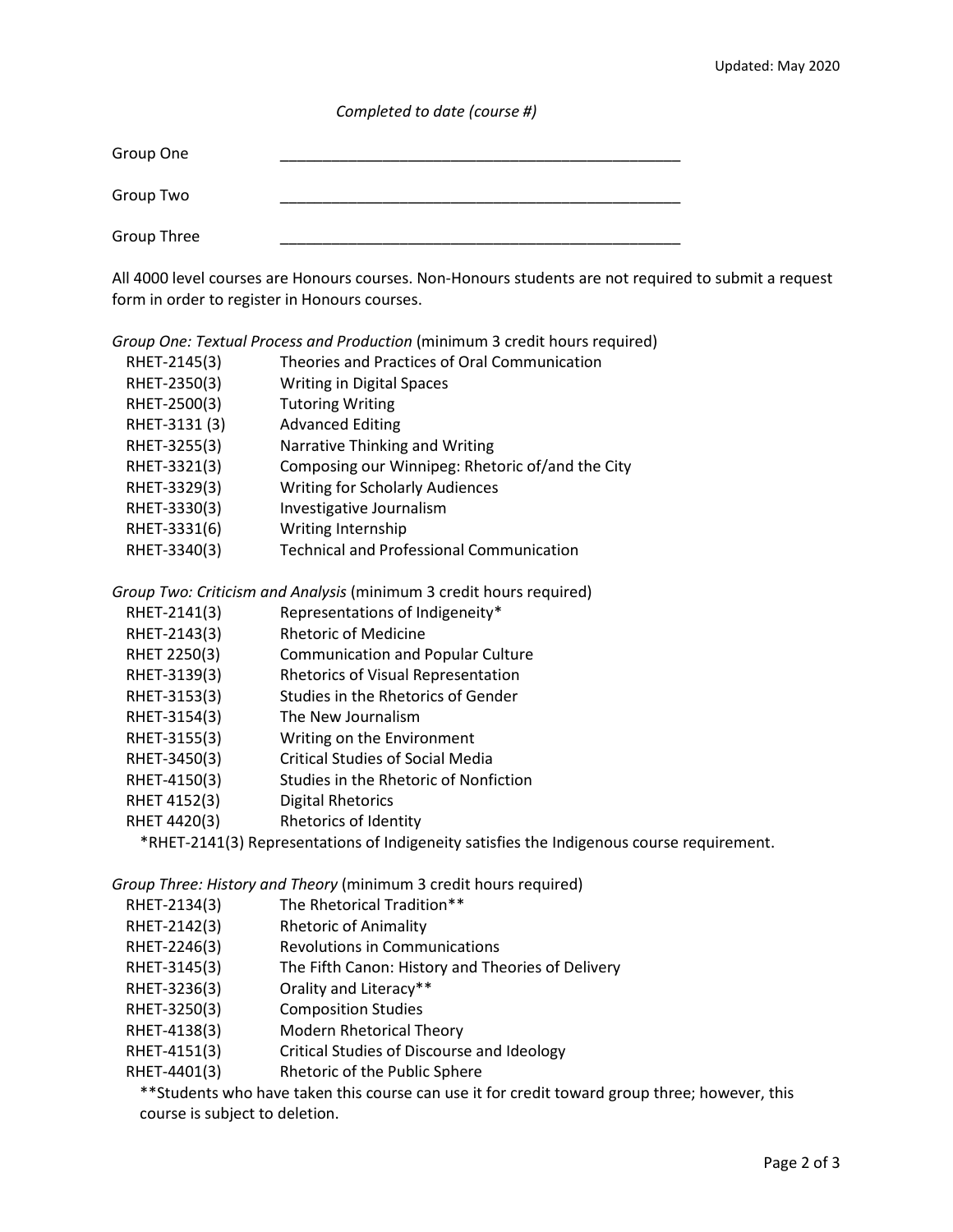*Completed to date (course #)*

Group One ________________________________________________

Group Two ________________________________________________

Group Three ________________________________________________

All 4000 level courses are Honours courses. Non-Honours students are not required to submit a request form in order to register in Honours courses.

*Group One: Textual Process and Production* (minimum 3 credit hours required)

| | |
|---|---|
| RHET-2145(3) | Theories and Practices of Oral Communication |
| RHET-2350(3) | Writing in Digital Spaces |
| RHET-2500(3) | Tutoring Writing |
| RHET-3131 (3) | Advanced Editing |
| RHET-3255(3) | Narrative Thinking and Writing |
| RHET-3321(3) | Composing our Winnipeg: Rhetoric of/and the City |
| RHET-3329(3) | Writing for Scholarly Audiences |
| RHET-3330(3) | Investigative Journalism |
| RHET-3331(6) | Writing Internship |
| RHET-3340(3) | Technical and Professional Communication |

*Group Two: Criticism and Analysis* (minimum 3 credit hours required)

| | |
|---|---|
| RHET-2141(3) | Representations of Indigeneity* |
| RHET-2143(3) | Rhetoric of Medicine |
| RHET 2250(3) | Communication and Popular Culture |
| RHET-3139(3) | Rhetorics of Visual Representation |
| RHET-3153(3) | Studies in the Rhetorics of Gender |
| RHET-3154(3) | The New Journalism |
| RHET-3155(3) | Writing on the Environment |
| RHET-3450(3) | Critical Studies of Social Media |
| RHET-4150(3) | Studies in the Rhetoric of Nonfiction |
| RHET 4152(3) | Digital Rhetorics |
| RHET 4420(3) | Rhetorics of Identity |

*RHET-2141(3) Representations of Indigeneity satisfies the Indigenous course requirement.

*Group Three: History and Theory* (minimum 3 credit hours required)

| | |
|---|---|
| RHET-2134(3) | The Rhetorical Tradition** |
| RHET-2142(3) | Rhetoric of Animality |
| RHET-2246(3) | Revolutions in Communications |
| RHET-3145(3) | The Fifth Canon: History and Theories of Delivery |
| RHET-3236(3) | Orality and Literacy** |
| RHET-3250(3) | Composition Studies |
| RHET-4138(3) | Modern Rhetorical Theory |
| RHET-4151(3) | Critical Studies of Discourse and Ideology |
| RHET-4401(3) | Rhetoric of the Public Sphere |

**Students who have taken this course can use it for credit toward group three; however, this course is subject to deletion.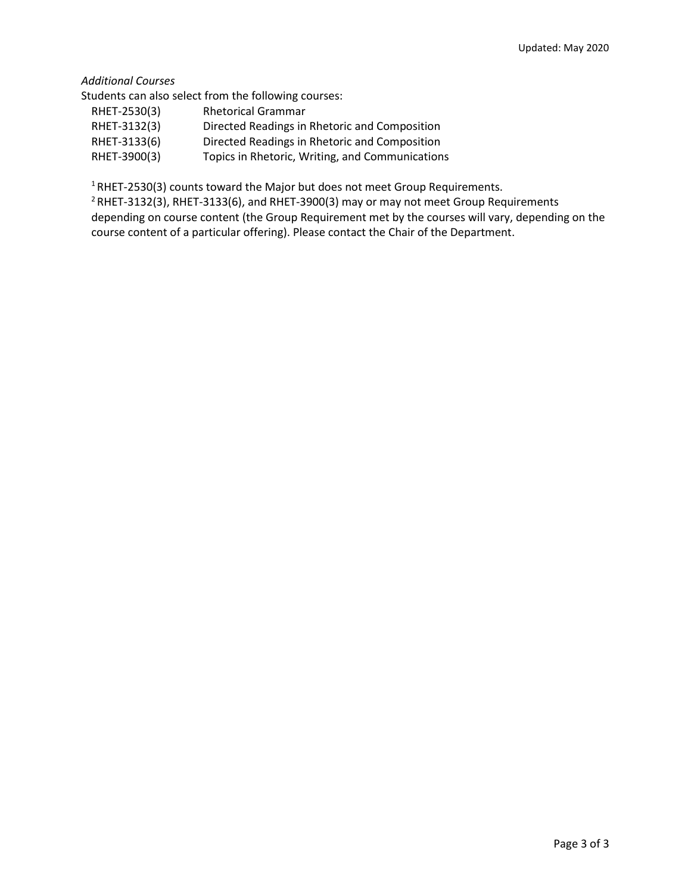*Additional Courses*

Students can also select from the following courses:

| | |
|---|---|
| RHET-2530(3) | Rhetorical Grammar |
| RHET-3132(3) | Directed Readings in Rhetoric and Composition |
| RHET-3133(6) | Directed Readings in Rhetoric and Composition |
| RHET-3900(3) | Topics in Rhetoric, Writing, and Communications |

[1] RHET-2530(3) counts toward the Major but does not meet Group Requirements.

[2] RHET-3132(3), RHET-3133(6), and RHET-3900(3) may or may not meet Group Requirements depending on course content (the Group Requirement met by the courses will vary, depending on the course content of a particular offering). Please contact the Chair of the Department.